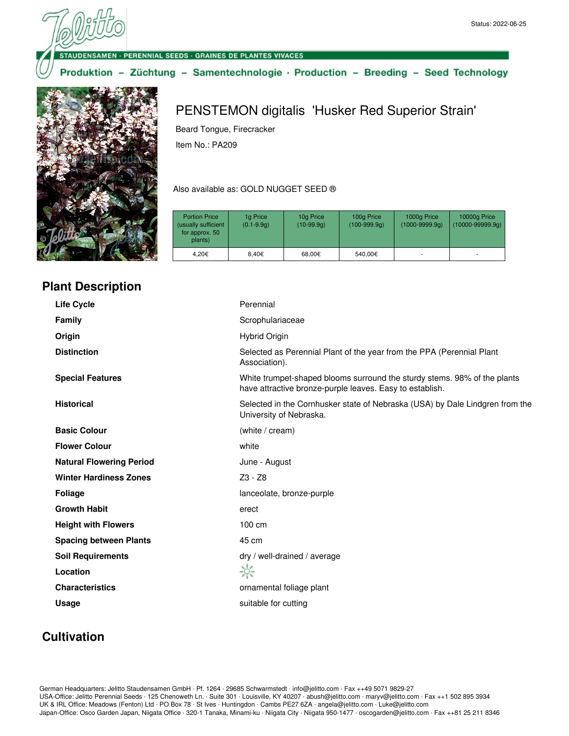Status: 2022-06-25

STAUDENSAMEN · PERENNIAL SEEDS · GRAINES DE PLANTES VIVACES

Produktion – Züchtung – Samentechnologie · Production – Breeding – Seed Technology

# PENSTEMON digitalis 'Husker Red Superior Strain'

Beard Tongue, Firecracker

Item No.: PA209

Also available as: GOLD NUGGET SEED ®

| Portion Price (usually sufficient for approx. 50 plants) | 1g Price (0.1-9.9g) | 10g Price (10-99.9g) | 100g Price (100-999.9g) | 1000g Price (1000-9999.9g) | 10000g Price (10000-99999.9g) |
|---|---|---|---|---|---|
| 4,20€ | 8,40€ | 68,00€ | 540,00€ | - | - |

## Plant Description

| | |
|---|---|
| **Life Cycle** | Perennial |
| **Family** | Scrophulariaceae |
| **Origin** | Hybrid Origin |
| **Distinction** | Selected as Perennial Plant of the year from the PPA (Perennial Plant Association). |
| **Special Features** | White trumpet-shaped blooms surround the sturdy stems. 98% of the plants have attractive bronze-purple leaves. Easy to establish. |
| **Historical** | Selected in the Cornhusker state of Nebraska (USA) by Dale Lindgren from the University of Nebraska. |
| **Basic Colour** | (white / cream) |
| **Flower Colour** | white |
| **Natural Flowering Period** | June - August |
| **Winter Hardiness Zones** | Z3 - Z8 |
| **Foliage** | lanceolate, bronze-purple |
| **Growth Habit** | erect |
| **Height with Flowers** | 100 cm |
| **Spacing between Plants** | 45 cm |
| **Soil Requirements** | dry / well-drained / average |
| **Location** | ☼ |
| **Characteristics** | ornamental foliage plant |
| **Usage** | suitable for cutting |

## Cultivation

German Headquarters: Jelitto Staudensamen GmbH · Pf. 1264 · 29685 Schwarmstedt · info@jelitto.com · Fax ++49 5071 9829-27
USA-Office: Jelitto Perennial Seeds · 125 Chenoweth Ln. · Suite 301 · Louisville, KY 40207 · abush@jelitto.com · maryv@jelitto.com · Fax ++1 502 895 3934
UK & IRL Office: Meadows (Fenton) Ltd · PO Box 78 · St Ives · Huntingdon · Cambs PE27 6ZA · angela@jelitto.com · Luke@jelitto.com
Japan-Office: Osco Garden Japan, Niigata Office · 320-1 Tanaka, Minami-ku · Niigata City · Niigata 950-1477 · oscogarden@jelitto.com · Fax ++81 25 211 8346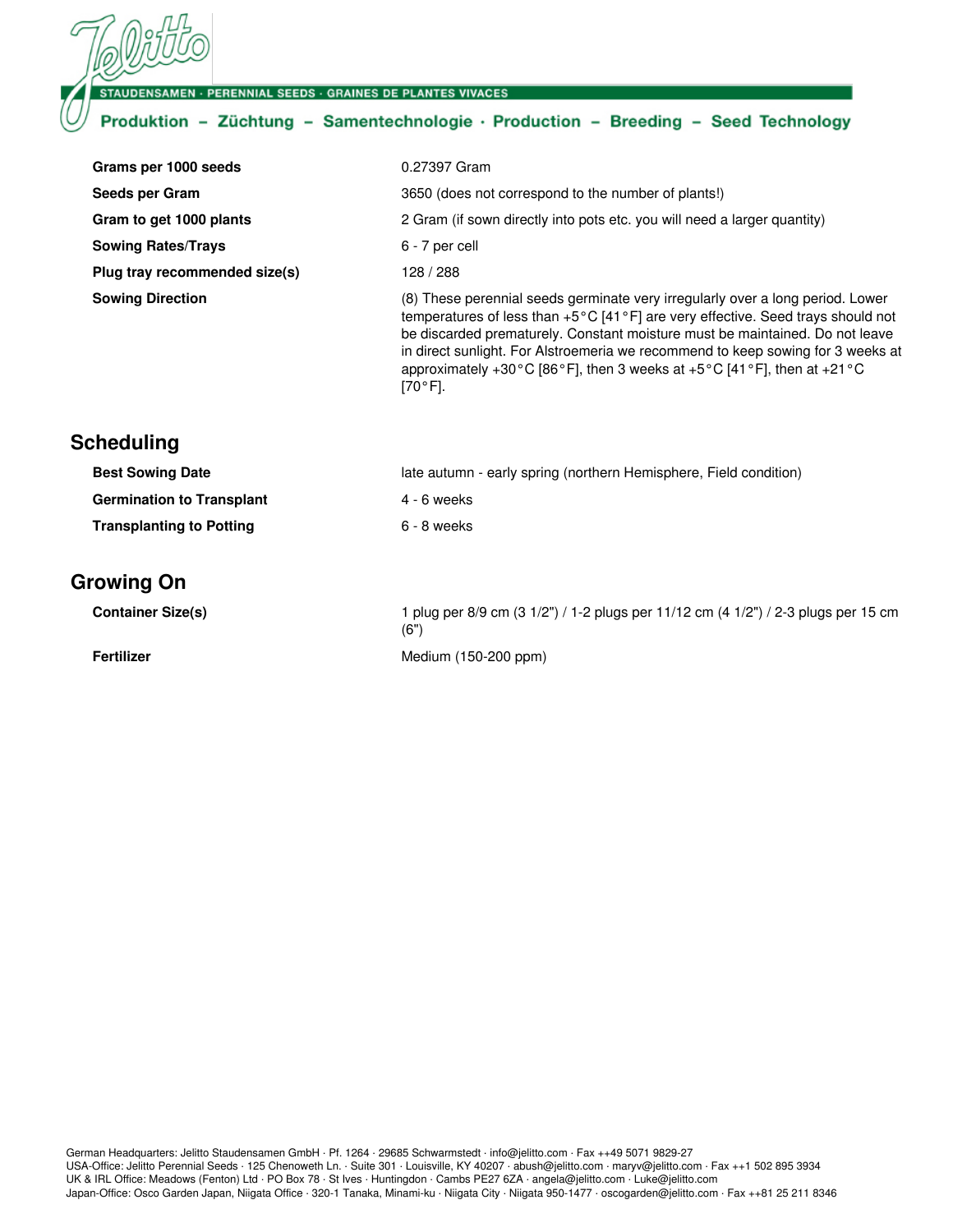| | |
|---|---|
| **Grams per 1000 seeds** | 0.27397 Gram |
| **Seeds per Gram** | 3650 (does not correspond to the number of plants!) |
| **Gram to get 1000 plants** | 2 Gram (if sown directly into pots etc. you will need a larger quantity) |
| **Sowing Rates/Trays** | 6 - 7 per cell |
| **Plug tray recommended size(s)** | 128 / 288 |
| **Sowing Direction** | (8) These perennial seeds germinate very irregularly over a long period. Lower temperatures of less than +5°C [41°F] are very effective. Seed trays should not be discarded prematurely. Constant moisture must be maintained. Do not leave in direct sunlight. For Alstroemeria we recommend to keep sowing for 3 weeks at approximately +30°C [86°F], then 3 weeks at +5°C [41°F], then at +21°C [70°F]. |

## Scheduling

| | |
|---|---|
| **Best Sowing Date** | late autumn - early spring (northern Hemisphere, Field condition) |
| **Germination to Transplant** | 4 - 6 weeks |
| **Transplanting to Potting** | 6 - 8 weeks |

## Growing On

| | |
|---|---|
| **Container Size(s)** | 1 plug per 8/9 cm (3 1/2") / 1-2 plugs per 11/12 cm (4 1/2") / 2-3 plugs per 15 cm (6") |
| **Fertilizer** | Medium (150-200 ppm) |